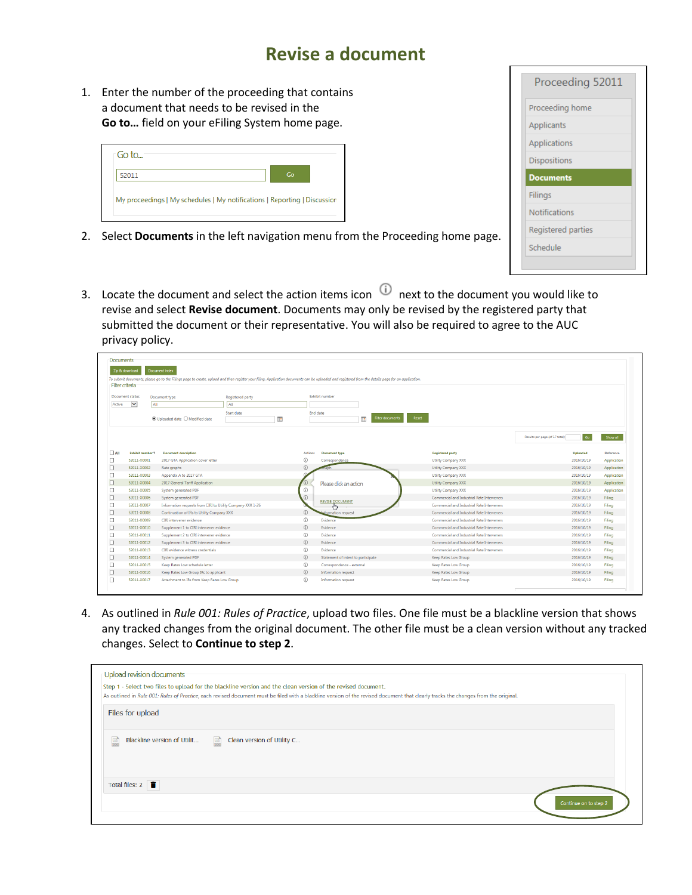# Revise a document

1. Enter the number of the proceeding that contains a document that needs to be revised in the **Go to…** field on your eFiling System home page.

2. Select **Documents** in the left navigation menu from the Proceeding home page.

3. Locate the document and select the action items icon ⓘ next to the document you would like to revise and select **Revise document**. Documents may only be revised by the registered party that submitted the document or their representative. You will also be required to agree to the AUC privacy policy.

4. As outlined in *Rule 001: Rules of Practice*, upload two files. One file must be a blackline version that shows any tracked changes from the original document. The other file must be a clean version without any tracked changes. Select to **Continue to step 2**.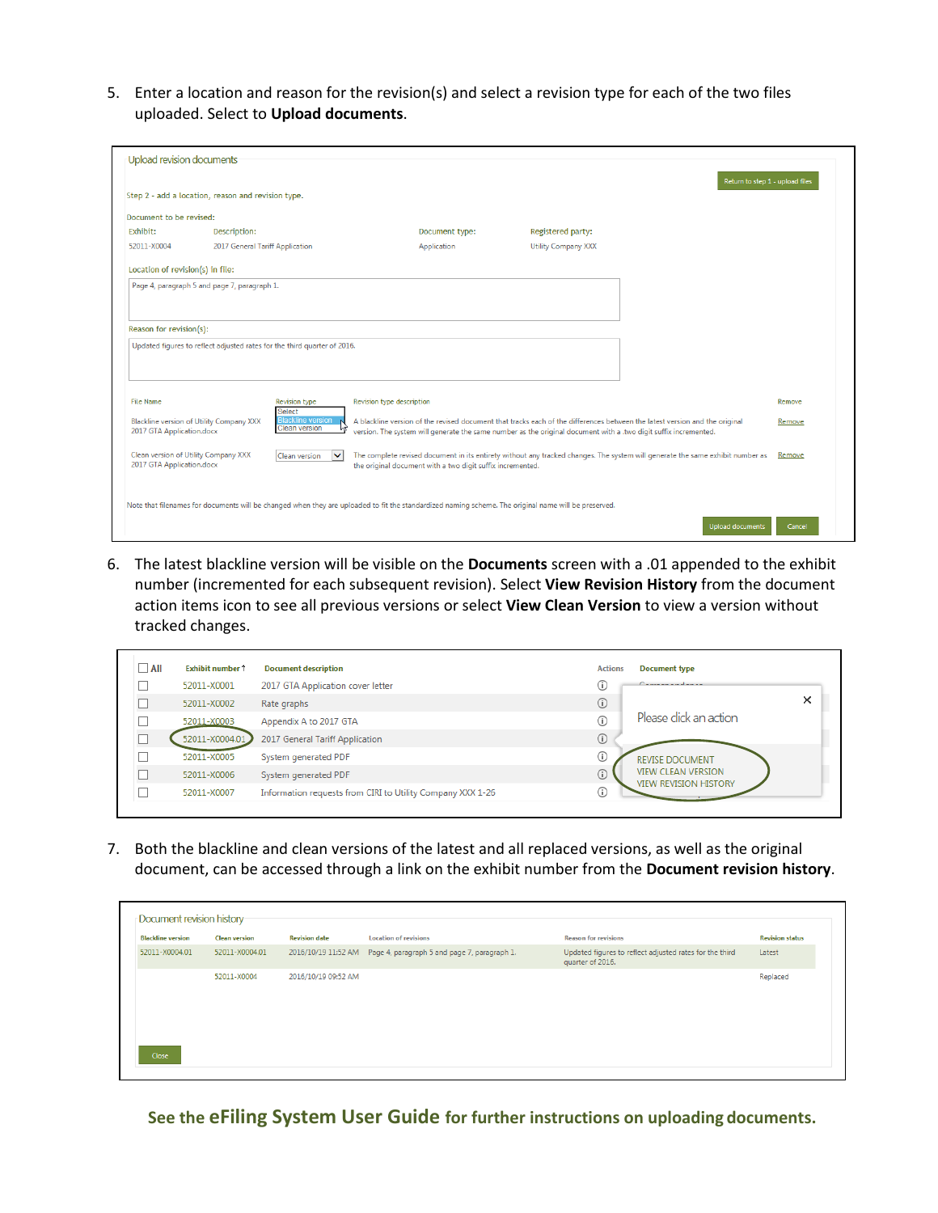5. Enter a location and reason for the revision(s) and select a revision type for each of the two files uploaded. Select to **Upload documents**.

Upload revision documents

Return to step 1 - upload files

Step 2 - add a location, reason and revision type.

Document to be revised:

| Exhibit: | Description: | Document type: | Registered party: |
|---|---|---|---|
| 52011-X0004 | 2017 General Tariff Application | Application | Utility Company XXX |

Location of revision(s) in file:

Page 4, paragraph 5 and page 7, paragraph 1.

Reason for revision(s):

Updated figures to reflect adjusted rates for the third quarter of 2016.

| File Name | Revision type | Revision type description | Remove |
|---|---|---|---|
| Blackline version of Utility Company XXX 2017 GTA Application.docx | Select / Blackline version / Clean version | A blackline version of the revised document that tracks each of the differences between the latest version and the original version. The system will generate the same number as the original document with a .two digit suffix incremented. | Remove |
| Clean version of Utility Company XXX 2017 GTA Application.docx | Clean version | The complete revised document in its entirety without any tracked changes. The system will generate the same exhibit number as the original document with a two digit suffix incremented. | Remove |

Note that filenames for documents will be changed when they are uploaded to fit the standardized naming scheme. The original name will be preserved.

Upload documents | Cancel

6. The latest blackline version will be visible on the **Documents** screen with a .01 appended to the exhibit number (incremented for each subsequent revision). Select **View Revision History** from the document action items icon to see all previous versions or select **View Clean Version** to view a version without tracked changes.

| All | Exhibit number ↑ | Document description | Actions | Document type |
|---|---|---|---|---|
| | 52011-X0001 | 2017 GTA Application cover letter | ⓘ | |
| | 52011-X0002 | Rate graphs | ⓘ | |
| | 52011-X0003 | Appendix A to 2017 GTA | ⓘ | |
| | 52011-X0004.01 | 2017 General Tariff Application | ⓘ | |
| | 52011-X0005 | System generated PDF | ⓘ | |
| | 52011-X0006 | System generated PDF | ⓘ | |
| | 52011-X0007 | Information requests from CIRI to Utility Company XXX 1-25 | ⓘ | |

Please click an action

REVISE DOCUMENT
VIEW CLEAN VERSION
VIEW REVISION HISTORY

7. Both the blackline and clean versions of the latest and all replaced versions, as well as the original document, can be accessed through a link on the exhibit number from the **Document revision history**.

Document revision history

| Blackline version | Clean version | Revision date | Location of revisions | Reason for revisions | Revision status |
|---|---|---|---|---|---|
| 52011-X0004.01 | 52011-X0004.01 | 2016/10/19 11:52 AM | Page 4, paragraph 5 and page 7, paragraph 1. | Updated figures to reflect adjusted rates for the third quarter of 2016. | Latest |
| | 52011-X0004 | 2016/10/19 09:52 AM | | | Replaced |

Close

**See the eFiling System User Guide for further instructions on uploading documents.**